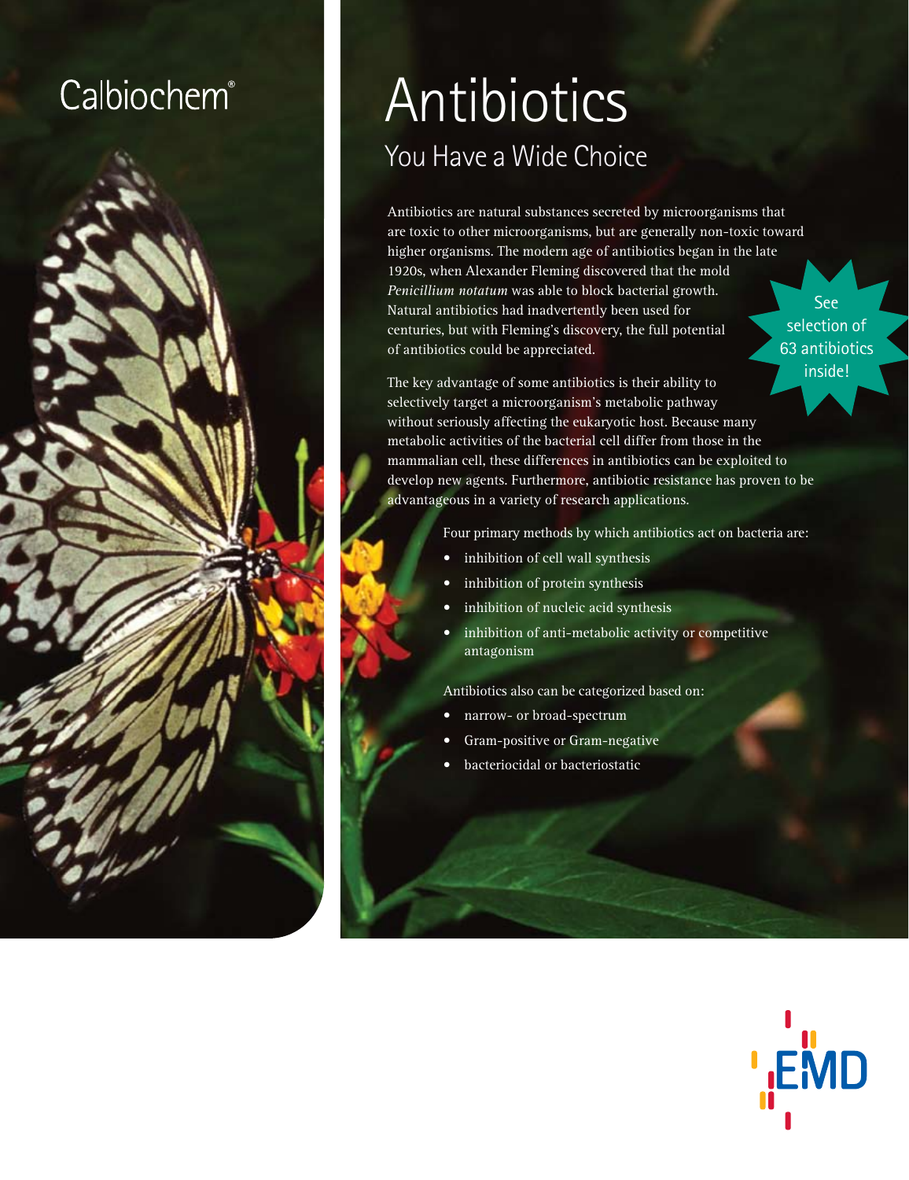Calbiochem®

# Antibiotics

## You Have a Wide Choice

Antibiotics are natural substances secreted by microorganisms that are toxic to other microorganisms, but are generally non-toxic toward higher organisms. The modern age of antibiotics began in the late 1920s, when Alexander Fleming discovered that the mold *Penicillium notatum* was able to block bacterial growth. Natural antibiotics had inadvertently been used for centuries, but with Fleming's discovery, the full potential of antibiotics could be appreciated.

See selection of 63 antibiotics inside!

The key advantage of some antibiotics is their ability to selectively target a microorganism's metabolic pathway without seriously affecting the eukaryotic host. Because many metabolic activities of the bacterial cell differ from those in the mammalian cell, these differences in antibiotics can be exploited to develop new agents. Furthermore, antibiotic resistance has proven to be advantageous in a variety of research applications.

Four primary methods by which antibiotics act on bacteria are:

- inhibition of cell wall synthesis
- inhibition of protein synthesis
- inhibition of nucleic acid synthesis
- inhibition of anti-metabolic activity or competitive antagonism

Antibiotics also can be categorized based on:

- narrow- or broad-spectrum
- Gram-positive or Gram-negative
- bacteriocidal or bacteriostatic

EMD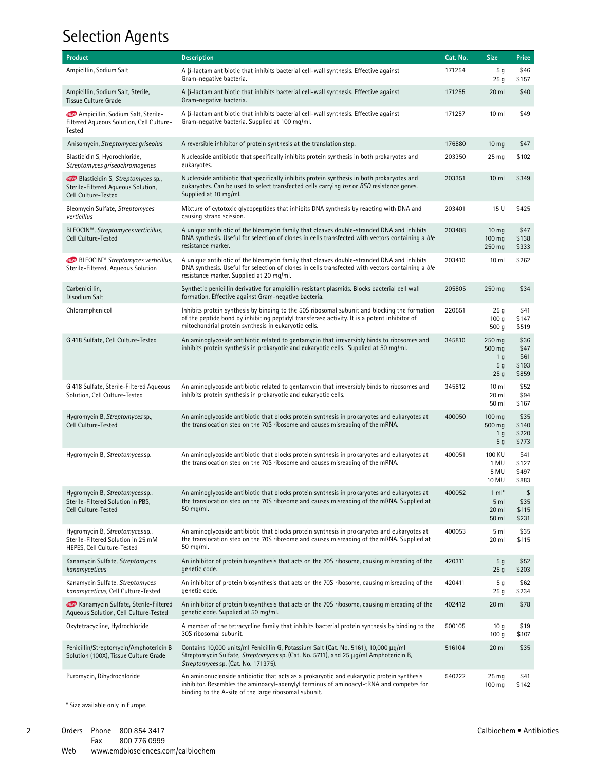# Selection Agents

| Product | Description | Cat. No. | Size | Price |
|---|---|---|---|---|
| Ampicillin, Sodium Salt | A β-lactam antibiotic that inhibits bacterial cell-wall synthesis. Effective against Gram-negative bacteria. | 171254 | 5 g<br>25 g | $46<br>$157 |
| Ampicillin, Sodium Salt, Sterile, Tissue Culture Grade | A β-lactam antibiotic that inhibits bacterial cell-wall synthesis. Effective against Gram-negative bacteria. | 171255 | 20 ml | $40 |
| NEW Ampicillin, Sodium Salt, Sterile-Filtered Aqueous Solution, Cell Culture-Tested | A β-lactam antibiotic that inhibits bacterial cell-wall synthesis. Effective against Gram-negative bacteria. Supplied at 100 mg/ml. | 171257 | 10 ml | $49 |
| Anisomycin, *Streptomyces griseolus* | A reversible inhibitor of protein synthesis at the translation step. | 176880 | 10 mg | $47 |
| Blasticidin S, Hydrochloride, *Streptomyces griseochromogenes* | Nucleoside antibiotic that specifically inhibits protein synthesis in both prokaryotes and eukaryotes. | 203350 | 25 mg | $102 |
| NEW Blasticidin S, *Streptomyces* sp., Sterile-Filtered Aqueous Solution, Cell Culture-Tested | Nucleoside antibiotic that specifically inhibits protein synthesis in both prokaryotes and eukaryotes. Can be used to select transfected cells carrying *bsr* or *BSD* resistence genes. Supplied at 10 mg/ml. | 203351 | 10 ml | $349 |
| Bleomycin Sulfate, *Streptomyces verticillus* | Mixture of cytotoxic glycopeptides that inhibits DNA synthesis by reacting with DNA and causing strand scission. | 203401 | 15 U | $425 |
| BLEOCIN™, *Streptomyces verticillus*, Cell Culture-Tested | A unique antibiotic of the bleomycin family that cleaves double-stranded DNA and inhibits DNA synthesis. Useful for selection of clones in cells transfected with vectors containing a *ble* resistance marker. | 203408 | 10 mg<br>100 mg<br>250 mg | $47<br>$138<br>$333 |
| NEW BLEOCIN™ *Streptomyces verticillus*, Sterile-Filtered, Aqueous Solution | A unique antibiotic of the bleomycin family that cleaves double-stranded DNA and inhibits DNA synthesis. Useful for selection of clones in cells transfected with vectors containing a *ble* resistance marker. Supplied at 20 mg/ml. | 203410 | 10 ml | $262 |
| Carbenicillin, Disodium Salt | Synthetic penicillin derivative for ampicillin-resistant plasmids. Blocks bacterial cell wall formation. Effective against Gram-negative bacteria. | 205805 | 250 mg | $34 |
| Chloramphenicol | Inhibits protein synthesis by binding to the 50S ribosomal subunit and blocking the formation of the peptide bond by inhibiting peptidyl transferase activity. It is a potent inhibitor of mitochondrial protein synthesis in eukaryotic cells. | 220551 | 25 g<br>100 g<br>500 g | $41<br>$147<br>$519 |
| G 418 Sulfate, Cell Culture-Tested | An aminoglycoside antibiotic related to gentamycin that irreversibly binds to ribosomes and inhibits protein synthesis in prokaryotic and eukaryotic cells. Supplied at 50 mg/ml. | 345810 | 250 mg<br>500 mg<br>1 g<br>5 g<br>25 g | $36<br>$47<br>$61<br>$193<br>$859 |
| G 418 Sulfate, Sterile-Filtered Aqueous Solution, Cell Culture-Tested | An aminoglycoside antibiotic related to gentamycin that irreversibly binds to ribosomes and inhibits protein synthesis in prokaryotic and eukaryotic cells. | 345812 | 10 ml<br>20 ml<br>50 ml | $52<br>$94<br>$167 |
| Hygromycin B, *Streptomyces* sp., Cell Culture-Tested | An aminoglycoside antibiotic that blocks protein synthesis in prokaryotes and eukaryotes at the translocation step on the 70S ribosome and causes misreading of the mRNA. | 400050 | 100 mg<br>500 mg<br>1 g<br>5 g | $35<br>$140<br>$220<br>$773 |
| Hygromycin B, *Streptomyces* sp. | An aminoglycoside antibiotic that blocks protein synthesis in prokaryotes and eukaryotes at the translocation step on the 70S ribosome and causes misreading of the mRNA. | 400051 | 100 KU<br>1 MU<br>5 MU<br>10 MU | $41<br>$127<br>$497<br>$883 |
| Hygromycin B, *Streptomyces* sp., Sterile-Filtered Solution in PBS, Cell Culture-Tested | An aminoglycoside antibiotic that blocks protein synthesis in prokaryotes and eukaryotes at the translocation step on the 70S ribosome and causes misreading of the mRNA. Supplied at 50 mg/ml. | 400052 | 1 ml*<br>5 ml<br>20 ml<br>50 ml | $<br>$35<br>$115<br>$231 |
| Hygromycin B, *Streptomyces* sp., Sterile-Filtered Solution in 25 mM HEPES, Cell Culture-Tested | An aminoglycoside antibiotic that blocks protein synthesis in prokaryotes and eukaryotes at the translocation step on the 70S ribosome and causes misreading of the mRNA. Supplied at 50 mg/ml. | 400053 | 5 ml<br>20 ml | $35<br>$115 |
| Kanamycin Sulfate, *Streptomyces kanamyceticus* | An inhibitor of protein biosynthesis that acts on the 70S ribosome, causing misreading of the genetic code. | 420311 | 5 g<br>25 g | $52<br>$203 |
| Kanamycin Sulfate, *Streptomyces kanamyceticus*, Cell Culture-Tested | An inhibitor of protein biosynthesis that acts on the 70S ribosome, causing misreading of the genetic code. | 420411 | 5 g<br>25 g | $62<br>$234 |
| NEW Kanamycin Sulfate, Sterile-Filtered Aqueous Solution, Cell Culture-Tested | An inhibitor of protein biosynthesis that acts on the 70S ribosome, causing misreading of the genetic code. Supplied at 50 mg/ml. | 402412 | 20 ml | $78 |
| Oxytetracycline, Hydrochloride | A member of the tetracycline family that inhibits bacterial protein synthesis by binding to the 30S ribosomal subunit. | 500105 | 10 g<br>100 g | $19<br>$107 |
| Penicillin/Streptomycin/Amphotericin B Solution (100X), Tissue Culture Grade | Contains 10,000 units/ml Penicillin G, Potassium Salt (Cat. No. 5161), 10,000 µg/ml Streptomycin Sulfate, *Streptomyces* sp. (Cat. No. 5711), and 25 µg/ml Amphotericin B, *Streptomyces* sp. (Cat. No. 171375). | 516104 | 20 ml | $35 |
| Puromycin, Dihydrochloride | An aminonucleoside antibiotic that acts as a prokaryotic and eukaryotic protein synthesis inhibitor. Resembles the aminoacyl-adenylyl terminus of aminoacyl-tRNA and competes for binding to the A-site of the large ribosomal subunit. | 540222 | 25 mg<br>100 mg | $41<br>$142 |

\* Size available only in Europe.

Orders Phone 800 854 3417
Fax 800 776 0999
Web www.emdbiosciences.com/calbiochem

Calbiochem • Antibiotics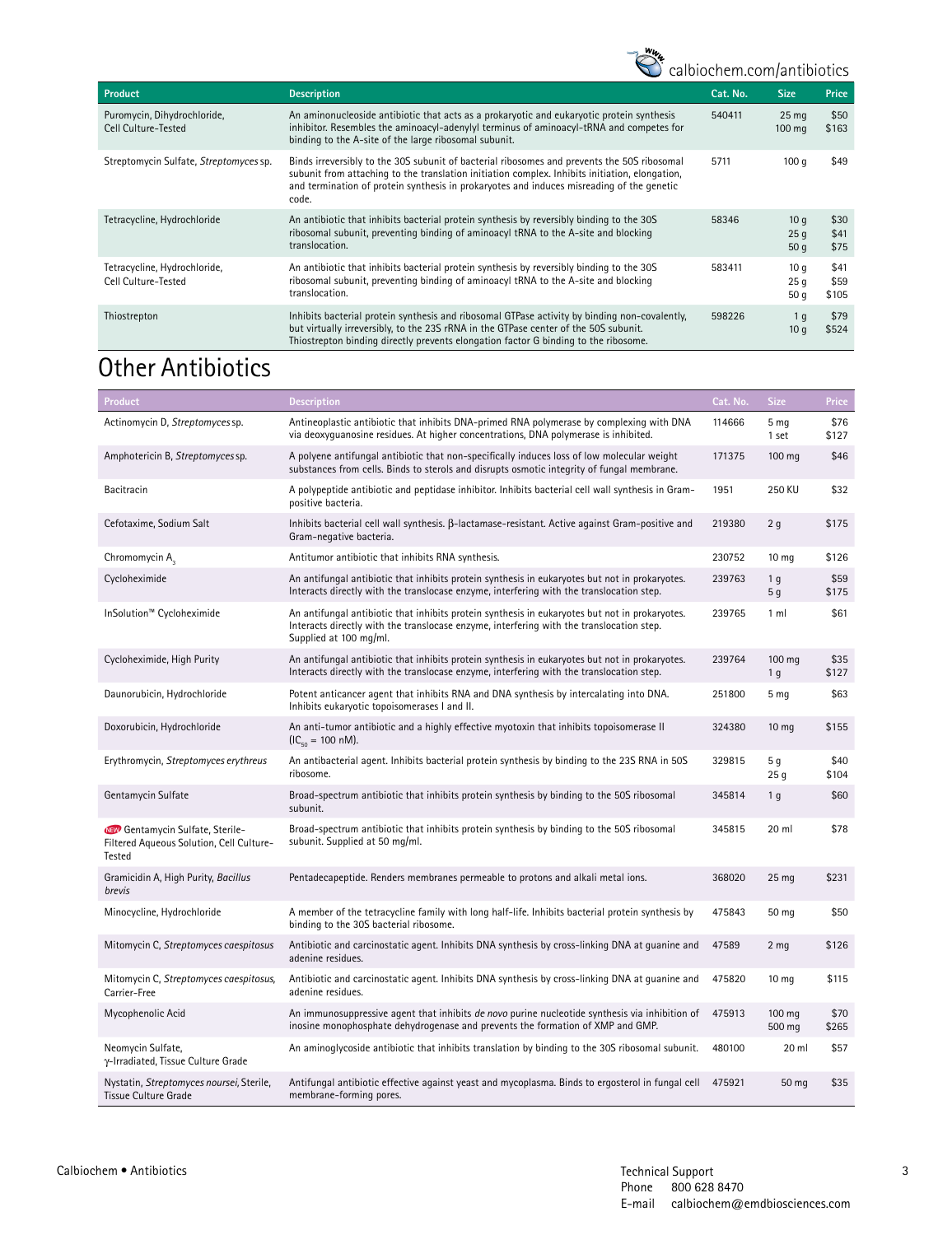| Product | Description | Cat. No. | Size | Price |
|---|---|---|---|---|
| Puromycin, Dihydrochloride, Cell Culture-Tested | An aminonucleoside antibiotic that acts as a prokaryotic and eukaryotic protein synthesis inhibitor. Resembles the aminoacyl-adenylyl terminus of aminoacyl-tRNA and competes for binding to the A-site of the large ribosomal subunit. | 540411 | 25 mg<br>100 mg | $50<br>$163 |
| Streptomycin Sulfate, *Streptomyces* sp. | Binds irreversibly to the 30S subunit of bacterial ribosomes and prevents the 50S ribosomal subunit from attaching to the translation initiation complex. Inhibits initiation, elongation, and termination of protein synthesis in prokaryotes and induces misreading of the genetic code. | 5711 | 100 g | $49 |
| Tetracycline, Hydrochloride | An antibiotic that inhibits bacterial protein synthesis by reversibly binding to the 30S ribosomal subunit, preventing binding of aminoacyl tRNA to the A-site and blocking translocation. | 58346 | 10 g<br>25 g<br>50 g | $30<br>$41<br>$75 |
| Tetracycline, Hydrochloride, Cell Culture-Tested | An antibiotic that inhibits bacterial protein synthesis by reversibly binding to the 30S ribosomal subunit, preventing binding of aminoacyl tRNA to the A-site and blocking translocation. | 583411 | 10 g<br>25 g<br>50 g | $41<br>$59<br>$105 |
| Thiostrepton | Inhibits bacterial protein synthesis and ribosomal GTPase activity by binding non-covalently, but virtually irreversibly, to the 23S rRNA in the GTPase center of the 50S subunit. Thiostrepton binding directly prevents elongation factor G binding to the ribosome. | 598226 | 1 g<br>10 g | $79<br>$524 |

# Other Antibiotics

| Product | Description | Cat. No. | Size | Price |
|---|---|---|---|---|
| Actinomycin D, *Streptomyces* sp. | Antineoplastic antibiotic that inhibits DNA-primed RNA polymerase by complexing with DNA via deoxyguanosine residues. At higher concentrations, DNA polymerase is inhibited. | 114666 | 5 mg<br>1 set | $76<br>$127 |
| Amphotericin B, *Streptomyces* sp. | A polyene antifungal antibiotic that non-specifically induces loss of low molecular weight substances from cells. Binds to sterols and disrupts osmotic integrity of fungal membrane. | 171375 | 100 mg | $46 |
| Bacitracin | A polypeptide antibiotic and peptidase inhibitor. Inhibits bacterial cell wall synthesis in Gram-positive bacteria. | 1951 | 250 KU | $32 |
| Cefotaxime, Sodium Salt | Inhibits bacterial cell wall synthesis. β-lactamase-resistant. Active against Gram-positive and Gram-negative bacteria. | 219380 | 2 g | $175 |
| Chromomycin $A_3$ | Antitumor antibiotic that inhibits RNA synthesis. | 230752 | 10 mg | $126 |
| Cycloheximide | An antifungal antibiotic that inhibits protein synthesis in eukaryotes but not in prokaryotes. Interacts directly with the translocase enzyme, interfering with the translocation step. | 239763 | 1 g<br>5 g | $59<br>$175 |
| InSolution™ Cycloheximide | An antifungal antibiotic that inhibits protein synthesis in eukaryotes but not in prokaryotes. Interacts directly with the translocase enzyme, interfering with the translocation step. Supplied at 100 mg/ml. | 239765 | 1 ml | $61 |
| Cycloheximide, High Purity | An antifungal antibiotic that inhibits protein synthesis in eukaryotes but not in prokaryotes. Interacts directly with the translocase enzyme, interfering with the translocation step. | 239764 | 100 mg<br>1 g | $35<br>$127 |
| Daunorubicin, Hydrochloride | Potent anticancer agent that inhibits RNA and DNA synthesis by intercalating into DNA. Inhibits eukaryotic topoisomerases I and II. | 251800 | 5 mg | $63 |
| Doxorubicin, Hydrochloride | An anti-tumor antibiotic and a highly effective myotoxin that inhibits topoisomerase II ($IC_{50}$ = 100 nM). | 324380 | 10 mg | $155 |
| Erythromycin, *Streptomyces erythreus* | An antibacterial agent. Inhibits bacterial protein synthesis by binding to the 23S RNA in 50S ribosome. | 329815 | 5 g<br>25 g | $40<br>$104 |
| Gentamycin Sulfate | Broad-spectrum antibiotic that inhibits protein synthesis by binding to the 50S ribosomal subunit. | 345814 | 1 g | $60 |
| NEW Gentamycin Sulfate, Sterile-Filtered Aqueous Solution, Cell Culture-Tested | Broad-spectrum antibiotic that inhibits protein synthesis by binding to the 50S ribosomal subunit. Supplied at 50 mg/ml. | 345815 | 20 ml | $78 |
| Gramicidin A, High Purity, *Bacillus brevis* | Pentadecapeptide. Renders membranes permeable to protons and alkali metal ions. | 368020 | 25 mg | $231 |
| Minocycline, Hydrochloride | A member of the tetracycline family with long half-life. Inhibits bacterial protein synthesis by binding to the 30S bacterial ribosome. | 475843 | 50 mg | $50 |
| Mitomycin C, *Streptomyces caespitosus* | Antibiotic and carcinostatic agent. Inhibits DNA synthesis by cross-linking DNA at guanine and adenine residues. | 47589 | 2 mg | $126 |
| Mitomycin C, *Streptomyces caespitosus*, Carrier-Free | Antibiotic and carcinostatic agent. Inhibits DNA synthesis by cross-linking DNA at guanine and adenine residues. | 475820 | 10 mg | $115 |
| Mycophenolic Acid | An immunosuppressive agent that inhibits *de novo* purine nucleotide synthesis via inhibition of inosine monophosphate dehydrogenase and prevents the formation of XMP and GMP. | 475913 | 100 mg<br>500 mg | $70<br>$265 |
| Neomycin Sulfate, γ-Irradiated, Tissue Culture Grade | An aminoglycoside antibiotic that inhibits translation by binding to the 30S ribosomal subunit. | 480100 | 20 ml | $57 |
| Nystatin, *Streptomyces noursei*, Sterile, Tissue Culture Grade | Antifungal antibiotic effective against yeast and mycoplasma. Binds to ergosterol in fungal cell membrane-forming pores. | 475921 | 50 mg | $35 |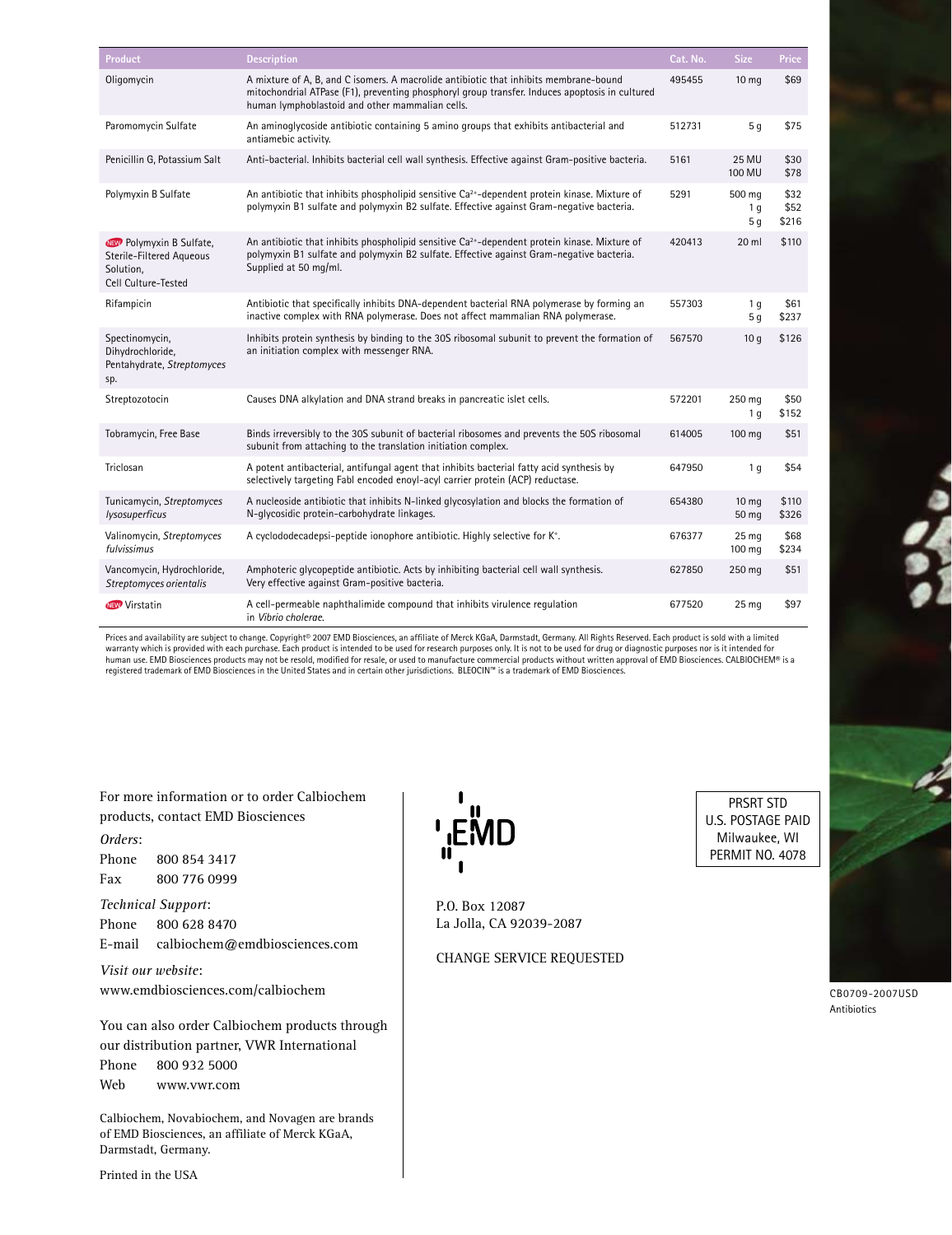| Product | Description | Cat. No. | Size | Price |
|---|---|---|---|---|
| Oligomycin | A mixture of A, B, and C isomers. A macrolide antibiotic that inhibits membrane-bound mitochondrial ATPase (F1), preventing phosphoryl group transfer. Induces apoptosis in cultured human lymphoblastoid and other mammalian cells. | 495455 | 10 mg | $69 |
| Paromomycin Sulfate | An aminoglycoside antibiotic containing 5 amino groups that exhibits antibacterial and antiamebic activity. | 512731 | 5 g | $75 |
| Penicillin G, Potassium Salt | Anti-bacterial. Inhibits bacterial cell wall synthesis. Effective against Gram-positive bacteria. | 5161 | 25 MU<br>100 MU | $30<br>$78 |
| Polymyxin B Sulfate | An antibiotic that inhibits phospholipid sensitive $Ca^{2+}$-dependent protein kinase. Mixture of polymyxin B1 sulfate and polymyxin B2 sulfate. Effective against Gram-negative bacteria. | 5291 | 500 mg<br>1 g<br>5 g | $32<br>$52<br>$216 |
| NEW Polymyxin B Sulfate, Sterile-Filtered Aqueous Solution, Cell Culture-Tested | An antibiotic that inhibits phospholipid sensitive $Ca^{2+}$-dependent protein kinase. Mixture of polymyxin B1 sulfate and polymyxin B2 sulfate. Effective against Gram-negative bacteria. Supplied at 50 mg/ml. | 420413 | 20 ml | $110 |
| Rifampicin | Antibiotic that specifically inhibits DNA-dependent bacterial RNA polymerase by forming an inactive complex with RNA polymerase. Does not affect mammalian RNA polymerase. | 557303 | 1 g<br>5 g | $61<br>$237 |
| Spectinomycin, Dihydrochloride, Pentahydrate, *Streptomyces* sp. | Inhibits protein synthesis by binding to the 30S ribosomal subunit to prevent the formation of an initiation complex with messenger RNA. | 567570 | 10 g | $126 |
| Streptozotocin | Causes DNA alkylation and DNA strand breaks in pancreatic islet cells. | 572201 | 250 mg<br>1 g | $50<br>$152 |
| Tobramycin, Free Base | Binds irreversibly to the 30S subunit of bacterial ribosomes and prevents the 50S ribosomal subunit from attaching to the translation initiation complex. | 614005 | 100 mg | $51 |
| Triclosan | A potent antibacterial, antifungal agent that inhibits bacterial fatty acid synthesis by selectively targeting FabI encoded enoyl-acyl carrier protein (ACP) reductase. | 647950 | 1 g | $54 |
| Tunicamycin, *Streptomyces lysosuperficus* | A nucleoside antibiotic that inhibits N-linked glycosylation and blocks the formation of N-glycosidic protein-carbohydrate linkages. | 654380 | 10 mg<br>50 mg | $110<br>$326 |
| Valinomycin, *Streptomyces fulvissimus* | A cyclododecadepsi-peptide ionophore antibiotic. Highly selective for $K^+$. | 676377 | 25 mg<br>100 mg | $68<br>$234 |
| Vancomycin, Hydrochloride, *Streptomyces orientalis* | Amphoteric glycopeptide antibiotic. Acts by inhibiting bacterial cell wall synthesis. Very effective against Gram-positive bacteria. | 627850 | 250 mg | $51 |
| NEW Virstatin | A cell-permeable naphthalimide compound that inhibits virulence regulation in *Vibrio cholerae.* | 677520 | 25 mg | $97 |

Prices and availability are subject to change. Copyright© 2007 EMD Biosciences, an affiliate of Merck KGaA, Darmstadt, Germany. All Rights Reserved. Each product is sold with a limited warranty which is provided with each purchase. Each product is intended to be used for research purposes only. It is not to be used for drug or diagnostic purposes nor is it intended for human use. EMD Biosciences products may not be resold, modified for resale, or used to manufacture commercial products without written approval of EMD Biosciences. CALBIOCHEM® is a registered trademark of EMD Biosciences in the United States and in certain other jurisdictions. BLEOCIN™ is a trademark of EMD Biosciences.

For more information or to order Calbiochem products, contact EMD Biosciences

*Orders*:

Phone 800 854 3417
Fax 800 776 0999

*Technical Support*:

Phone 800 628 8470
E-mail calbiochem@emdbiosciences.com

*Visit our website*:

www.emdbiosciences.com/calbiochem

You can also order Calbiochem products through our distribution partner, VWR International

Phone 800 932 5000
Web www.vwr.com

Calbiochem, Novabiochem, and Novagen are brands of EMD Biosciences, an affiliate of Merck KGaA, Darmstadt, Germany.

Printed in the USA

EMD

P.O. Box 12087
La Jolla, CA 92039-2087

CHANGE SERVICE REQUESTED

PRSRT STD
U.S. POSTAGE PAID
Milwaukee, WI
PERMIT NO. 4078

CB0709-2007USD
Antibiotics